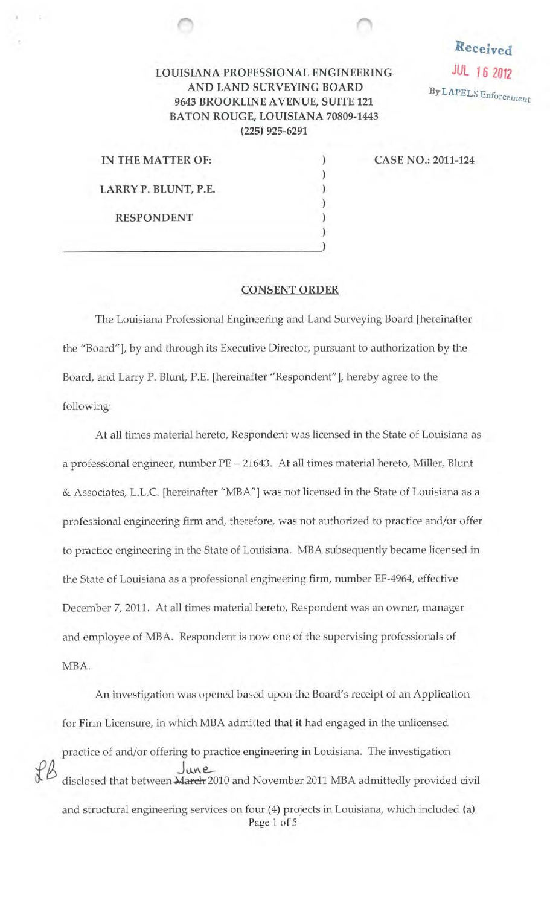Received
JUL 16 2012
By LAPELS Enforcement

**LOUISIANA PROFESSIONAL ENGINEERING AND LAND SURVEYING BOARD**
**9643 BROOKLINE AVENUE, SUITE 121**
**BATON ROUGE, LOUISIANA 70809-1443**
**(225) 925-6291**

| | | |
|---|---|---|
| **IN THE MATTER OF:** | ) | **CASE NO.: 2011-124** |
| | ) | |
| **LARRY P. BLUNT, P.E.** | ) | |
| | ) | |
| **RESPONDENT** | ) | |
| | ) | |

## CONSENT ORDER

The Louisiana Professional Engineering and Land Surveying Board [hereinafter the "Board"], by and through its Executive Director, pursuant to authorization by the Board, and Larry P. Blunt, P.E. [hereinafter "Respondent"], hereby agree to the following:

At all times material hereto, Respondent was licensed in the State of Louisiana as a professional engineer, number PE – 21643. At all times material hereto, Miller, Blunt & Associates, L.L.C. [hereinafter "MBA"] was not licensed in the State of Louisiana as a professional engineering firm and, therefore, was not authorized to practice and/or offer to practice engineering in the State of Louisiana. MBA subsequently became licensed in the State of Louisiana as a professional engineering firm, number EF-4964, effective December 7, 2011. At all times material hereto, Respondent was an owner, manager and employee of MBA. Respondent is now one of the supervising professionals of MBA.

An investigation was opened based upon the Board's receipt of an Application for Firm Licensure, in which MBA admitted that it had engaged in the unlicensed practice of and/or offering to practice engineering in Louisiana. The investigation disclosed that between ~~March~~ June 2010 and November 2011 MBA admittedly provided civil and structural engineering services on four (4) projects in Louisiana, which included **(a)**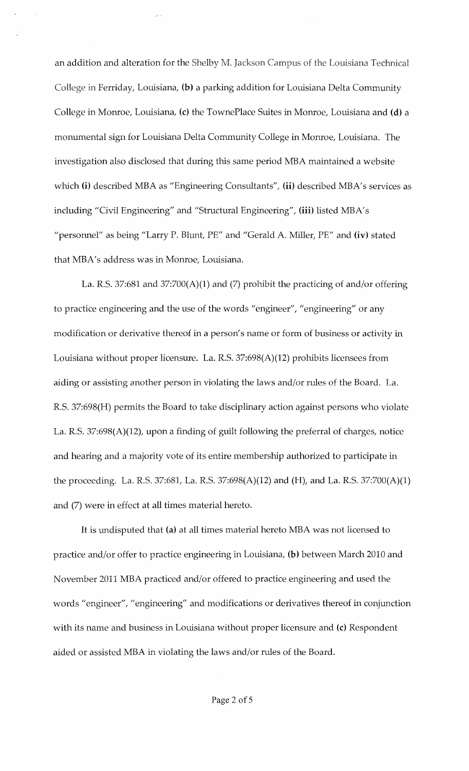an addition and alteration for the Shelby M. Jackson Campus of the Louisiana Technical College in Ferriday, Louisiana, **(b)** a parking addition for Louisiana Delta Community College in Monroe, Louisiana, **(c)** the TownePlace Suites in Monroe, Louisiana and **(d)** a monumental sign for Louisiana Delta Community College in Monroe, Louisiana. The investigation also disclosed that during this same period MBA maintained a website which **(i)** described MBA as "Engineering Consultants", **(ii)** described MBA's services as including "Civil Engineering" and "Structural Engineering", **(iii)** listed MBA's "personnel" as being "Larry P. Blunt, PE" and "Gerald A. Miller, PE" and **(iv)** stated that MBA's address was in Monroe, Louisiana.

La. R.S. 37:681 and 37:700(A)(1) and (7) prohibit the practicing of and/or offering to practice engineering and the use of the words "engineer", "engineering" or any modification or derivative thereof in a person's name or form of business or activity in Louisiana without proper licensure. La. R.S. 37:698(A)(12) prohibits licensees from aiding or assisting another person in violating the laws and/or rules of the Board. La. R.S. 37:698(H) permits the Board to take disciplinary action against persons who violate La. R.S. 37:698(A)(12), upon a finding of guilt following the preferral of charges, notice and hearing and a majority vote of its entire membership authorized to participate in the proceeding. La. R.S. 37:681, La. R.S. 37:698(A)(12) and (H), and La. R.S. 37:700(A)(1) and (7) were in effect at all times material hereto.

It is undisputed that **(a)** at all times material hereto MBA was not licensed to practice and/or offer to practice engineering in Louisiana, **(b)** between March 2010 and November 2011 MBA practiced and/or offered to practice engineering and used the words "engineer", "engineering" and modifications or derivatives thereof in conjunction with its name and business in Louisiana without proper licensure and **(c)** Respondent aided or assisted MBA in violating the laws and/or rules of the Board.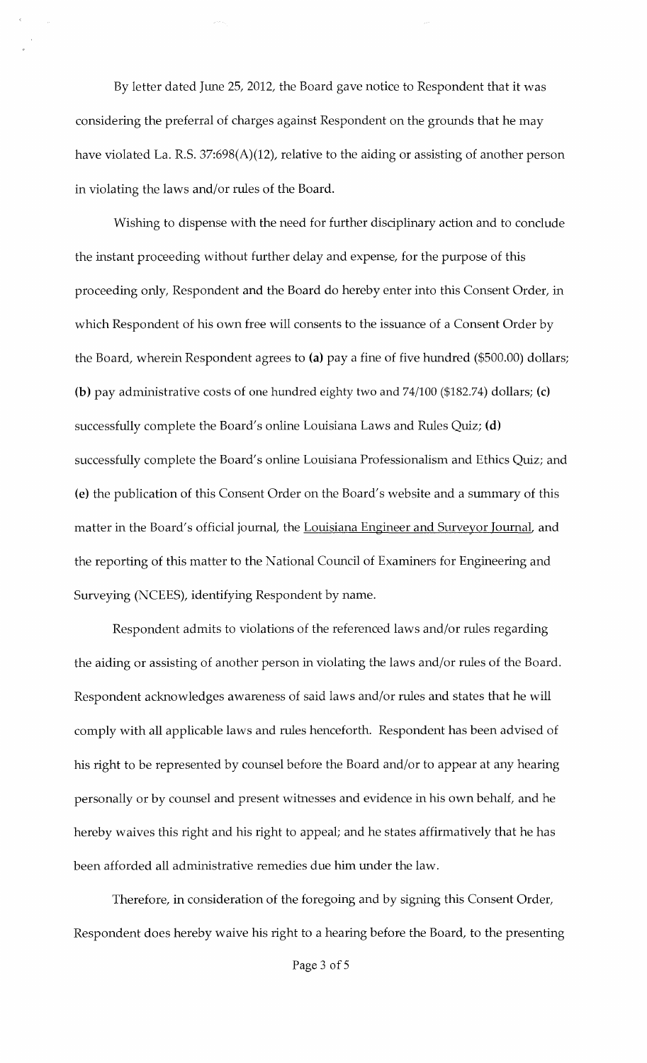By letter dated June 25, 2012, the Board gave notice to Respondent that it was considering the preferral of charges against Respondent on the grounds that he may have violated La. R.S. 37:698(A)(12), relative to the aiding or assisting of another person in violating the laws and/or rules of the Board.

Wishing to dispense with the need for further disciplinary action and to conclude the instant proceeding without further delay and expense, for the purpose of this proceeding only, Respondent and the Board do hereby enter into this Consent Order, in which Respondent of his own free will consents to the issuance of a Consent Order by the Board, wherein Respondent agrees to **(a)** pay a fine of five hundred ($500.00) dollars; **(b)** pay administrative costs of one hundred eighty two and 74/100 ($182.74) dollars; **(c)** successfully complete the Board's online Louisiana Laws and Rules Quiz; **(d)** successfully complete the Board's online Louisiana Professionalism and Ethics Quiz; and **(e)** the publication of this Consent Order on the Board's website and a summary of this matter in the Board's official journal, the Louisiana Engineer and Surveyor Journal, and the reporting of this matter to the National Council of Examiners for Engineering and Surveying (NCEES), identifying Respondent by name.

Respondent admits to violations of the referenced laws and/or rules regarding the aiding or assisting of another person in violating the laws and/or rules of the Board. Respondent acknowledges awareness of said laws and/or rules and states that he will comply with all applicable laws and rules henceforth. Respondent has been advised of his right to be represented by counsel before the Board and/or to appear at any hearing personally or by counsel and present witnesses and evidence in his own behalf, and he hereby waives this right and his right to appeal; and he states affirmatively that he has been afforded all administrative remedies due him under the law.

Therefore, in consideration of the foregoing and by signing this Consent Order, Respondent does hereby waive his right to a hearing before the Board, to the presenting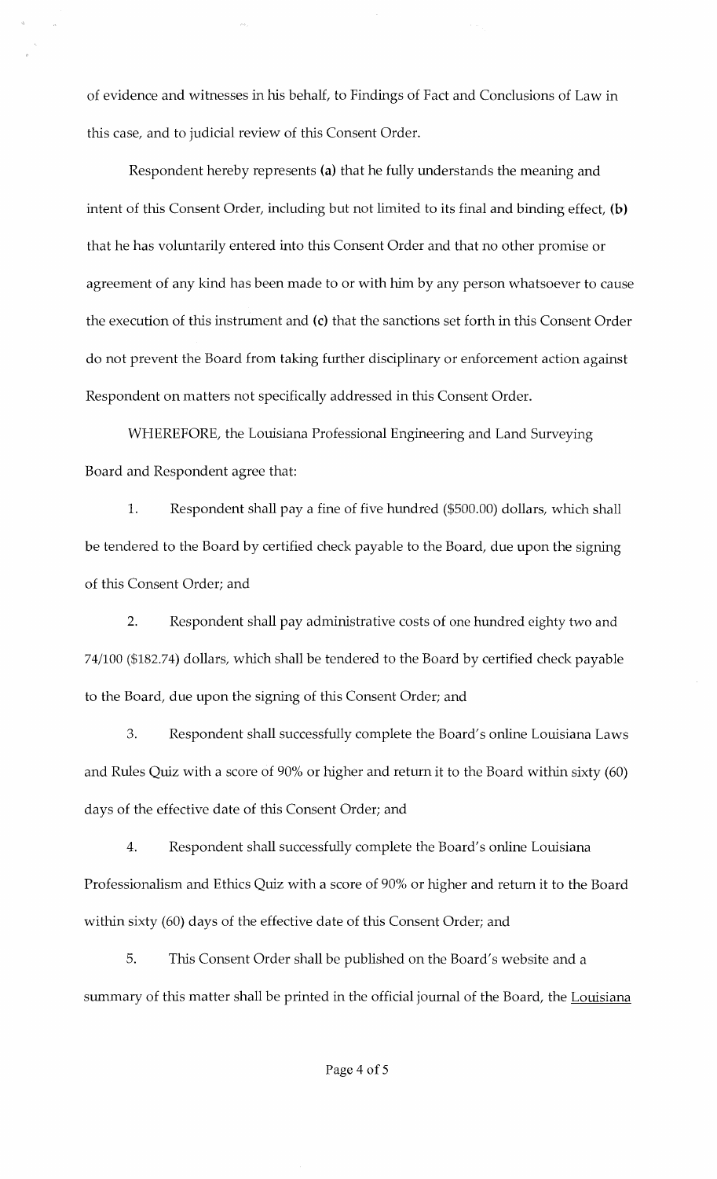of evidence and witnesses in his behalf, to Findings of Fact and Conclusions of Law in this case, and to judicial review of this Consent Order.

Respondent hereby represents **(a)** that he fully understands the meaning and intent of this Consent Order, including but not limited to its final and binding effect, **(b)** that he has voluntarily entered into this Consent Order and that no other promise or agreement of any kind has been made to or with him by any person whatsoever to cause the execution of this instrument and **(c)** that the sanctions set forth in this Consent Order do not prevent the Board from taking further disciplinary or enforcement action against Respondent on matters not specifically addressed in this Consent Order.

WHEREFORE, the Louisiana Professional Engineering and Land Surveying Board and Respondent agree that:

1. Respondent shall pay a fine of five hundred ($500.00) dollars, which shall be tendered to the Board by certified check payable to the Board, due upon the signing of this Consent Order; and

2. Respondent shall pay administrative costs of one hundred eighty two and 74/100 ($182.74) dollars, which shall be tendered to the Board by certified check payable to the Board, due upon the signing of this Consent Order; and

3. Respondent shall successfully complete the Board's online Louisiana Laws and Rules Quiz with a score of 90% or higher and return it to the Board within sixty (60) days of the effective date of this Consent Order; and

4. Respondent shall successfully complete the Board's online Louisiana Professionalism and Ethics Quiz with a score of 90% or higher and return it to the Board within sixty (60) days of the effective date of this Consent Order; and

5. This Consent Order shall be published on the Board's website and a summary of this matter shall be printed in the official journal of the Board, the <u>Louisiana</u>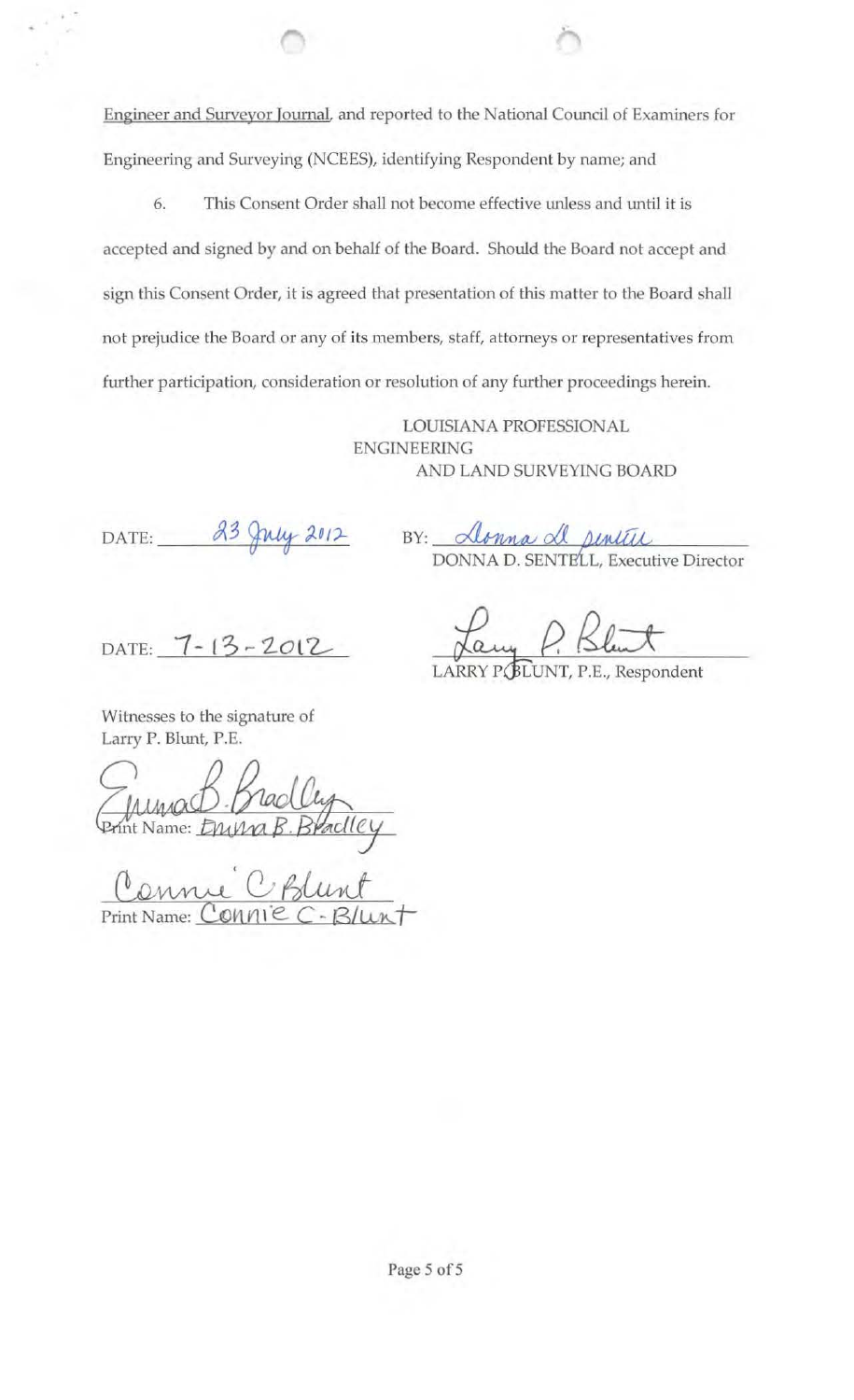Engineer and Surveyor Journal, and reported to the National Council of Examiners for Engineering and Surveying (NCEES), identifying Respondent by name; and

6. This Consent Order shall not become effective unless and until it is accepted and signed by and on behalf of the Board. Should the Board not accept and sign this Consent Order, it is agreed that presentation of this matter to the Board shall not prejudice the Board or any of its members, staff, attorneys or representatives from further participation, consideration or resolution of any further proceedings herein.

LOUISIANA PROFESSIONAL ENGINEERING AND LAND SURVEYING BOARD

DATE: 23 July 2012

BY: Donna D. Sentell

DONNA D. SENTELL, Executive Director

DATE: 7-13-2012

Larry P. Blunt

LARRY P. BLUNT, P.E., Respondent

Witnesses to the signature of Larry P. Blunt, P.E.

Emma B. Bradley

Print Name: Emma B. Bradley

Connie C. Blunt

Print Name: Connie C. Blunt